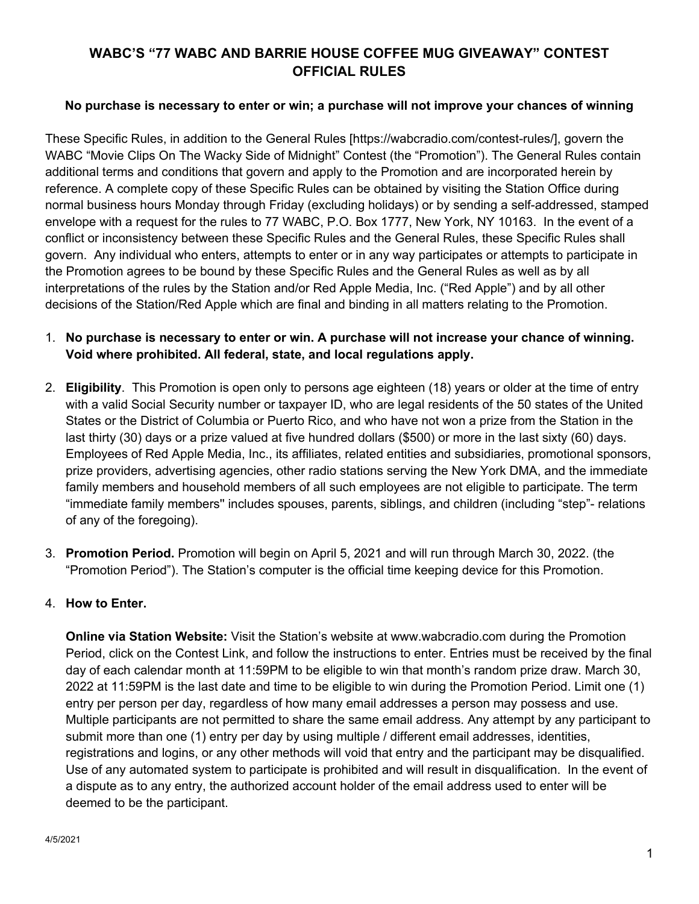# WABC'S "77 WABC AND BARRIE HOUSE COFFEE MUG GIVEAWAY" CONTEST OFFICIAL RULES

**No purchase is necessary to enter or win; a purchase will not improve your chances of winning**

These Specific Rules, in addition to the General Rules [https://wabcradio.com/contest-rules/], govern the WABC "Movie Clips On The Wacky Side of Midnight" Contest (the "Promotion"). The General Rules contain additional terms and conditions that govern and apply to the Promotion and are incorporated herein by reference. A complete copy of these Specific Rules can be obtained by visiting the Station Office during normal business hours Monday through Friday (excluding holidays) or by sending a self-addressed, stamped envelope with a request for the rules to 77 WABC, P.O. Box 1777, New York, NY 10163. In the event of a conflict or inconsistency between these Specific Rules and the General Rules, these Specific Rules shall govern. Any individual who enters, attempts to enter or in any way participates or attempts to participate in the Promotion agrees to be bound by these Specific Rules and the General Rules as well as by all interpretations of the rules by the Station and/or Red Apple Media, Inc. ("Red Apple") and by all other decisions of the Station/Red Apple which are final and binding in all matters relating to the Promotion.

1. **No purchase is necessary to enter or win. A purchase will not increase your chance of winning. Void where prohibited. All federal, state, and local regulations apply.**

2. **Eligibility**. This Promotion is open only to persons age eighteen (18) years or older at the time of entry with a valid Social Security number or taxpayer ID, who are legal residents of the 50 states of the United States or the District of Columbia or Puerto Rico, and who have not won a prize from the Station in the last thirty (30) days or a prize valued at five hundred dollars ($500) or more in the last sixty (60) days. Employees of Red Apple Media, Inc., its affiliates, related entities and subsidiaries, promotional sponsors, prize providers, advertising agencies, other radio stations serving the New York DMA, and the immediate family members and household members of all such employees are not eligible to participate. The term "immediate family members" includes spouses, parents, siblings, and children (including "step"- relations of any of the foregoing).

3. **Promotion Period.** Promotion will begin on April 5, 2021 and will run through March 30, 2022. (the "Promotion Period"). The Station's computer is the official time keeping device for this Promotion.

4. **How to Enter.**

   **Online via Station Website:** Visit the Station's website at www.wabcradio.com during the Promotion Period, click on the Contest Link, and follow the instructions to enter. Entries must be received by the final day of each calendar month at 11:59PM to be eligible to win that month's random prize draw. March 30, 2022 at 11:59PM is the last date and time to be eligible to win during the Promotion Period. Limit one (1) entry per person per day, regardless of how many email addresses a person may possess and use. Multiple participants are not permitted to share the same email address. Any attempt by any participant to submit more than one (1) entry per day by using multiple / different email addresses, identities, registrations and logins, or any other methods will void that entry and the participant may be disqualified. Use of any automated system to participate is prohibited and will result in disqualification. In the event of a dispute as to any entry, the authorized account holder of the email address used to enter will be deemed to be the participant.

4/5/2021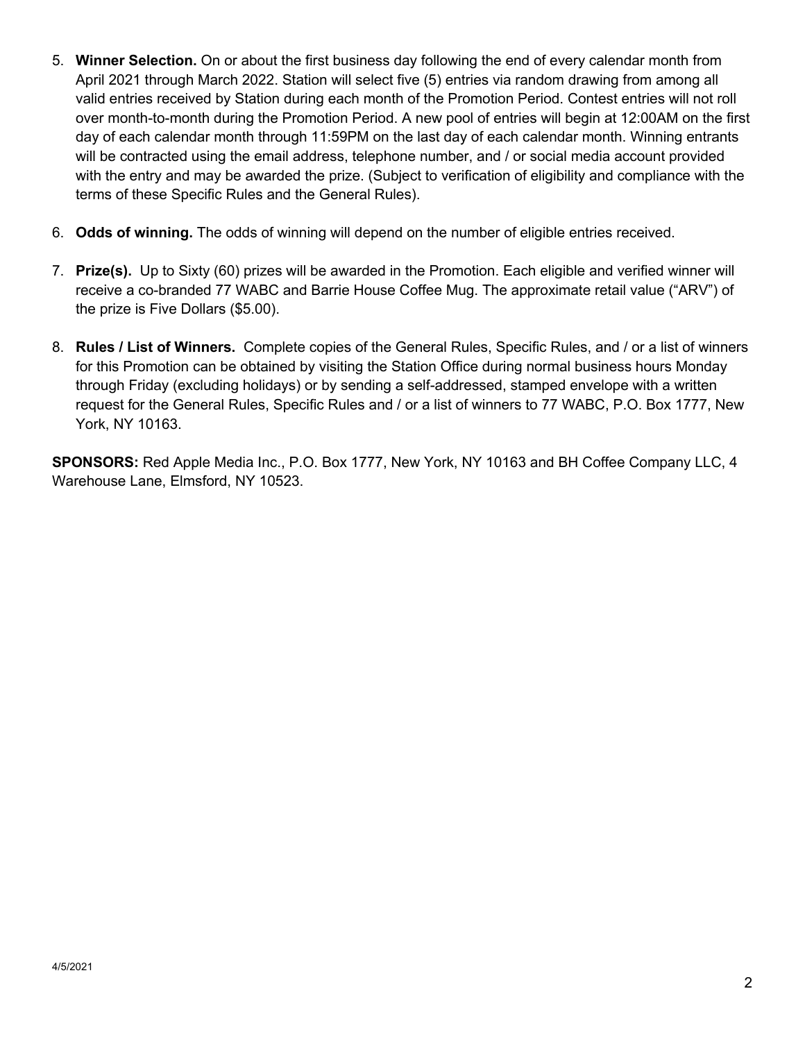5. **Winner Selection.** On or about the first business day following the end of every calendar month from April 2021 through March 2022. Station will select five (5) entries via random drawing from among all valid entries received by Station during each month of the Promotion Period. Contest entries will not roll over month-to-month during the Promotion Period. A new pool of entries will begin at 12:00AM on the first day of each calendar month through 11:59PM on the last day of each calendar month. Winning entrants will be contracted using the email address, telephone number, and / or social media account provided with the entry and may be awarded the prize. (Subject to verification of eligibility and compliance with the terms of these Specific Rules and the General Rules).

6. **Odds of winning.** The odds of winning will depend on the number of eligible entries received.

7. **Prize(s).** Up to Sixty (60) prizes will be awarded in the Promotion. Each eligible and verified winner will receive a co-branded 77 WABC and Barrie House Coffee Mug. The approximate retail value ("ARV") of the prize is Five Dollars ($5.00).

8. **Rules / List of Winners.** Complete copies of the General Rules, Specific Rules, and / or a list of winners for this Promotion can be obtained by visiting the Station Office during normal business hours Monday through Friday (excluding holidays) or by sending a self-addressed, stamped envelope with a written request for the General Rules, Specific Rules and / or a list of winners to 77 WABC, P.O. Box 1777, New York, NY 10163.

**SPONSORS:** Red Apple Media Inc., P.O. Box 1777, New York, NY 10163 and BH Coffee Company LLC, 4 Warehouse Lane, Elmsford, NY 10523.

4/5/2021